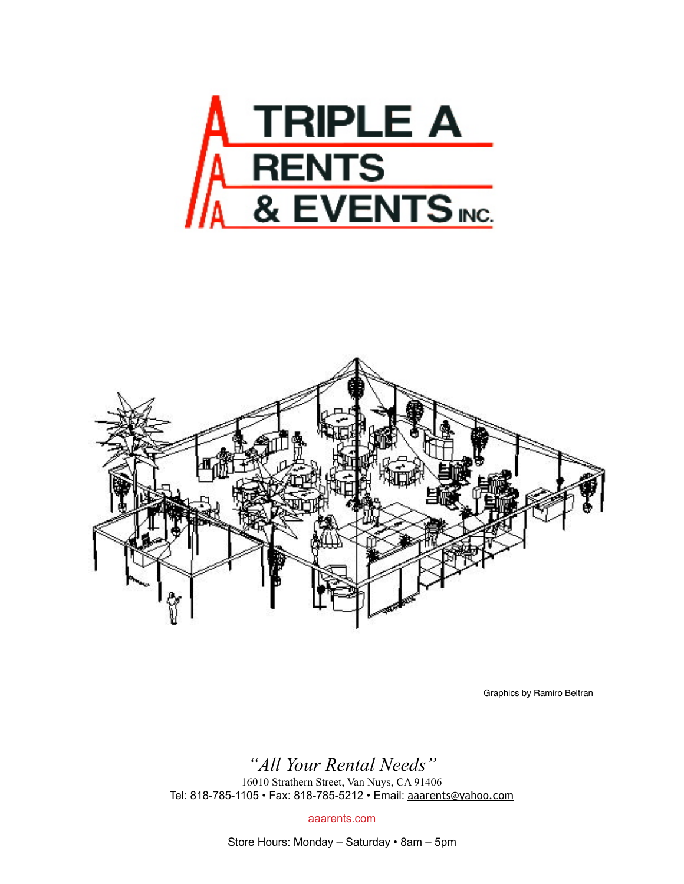# TRIPLE A RENTS & EVENTS INC.

Graphics by Ramiro Beltran

*"All Your Rental Needs"*

16010 Strathern Street, Van Nuys, CA 91406

Tel: 818-785-1105 • Fax: 818-785-5212 • Email: aaarents@yahoo.com

aaarents.com

Store Hours: Monday – Saturday • 8am – 5pm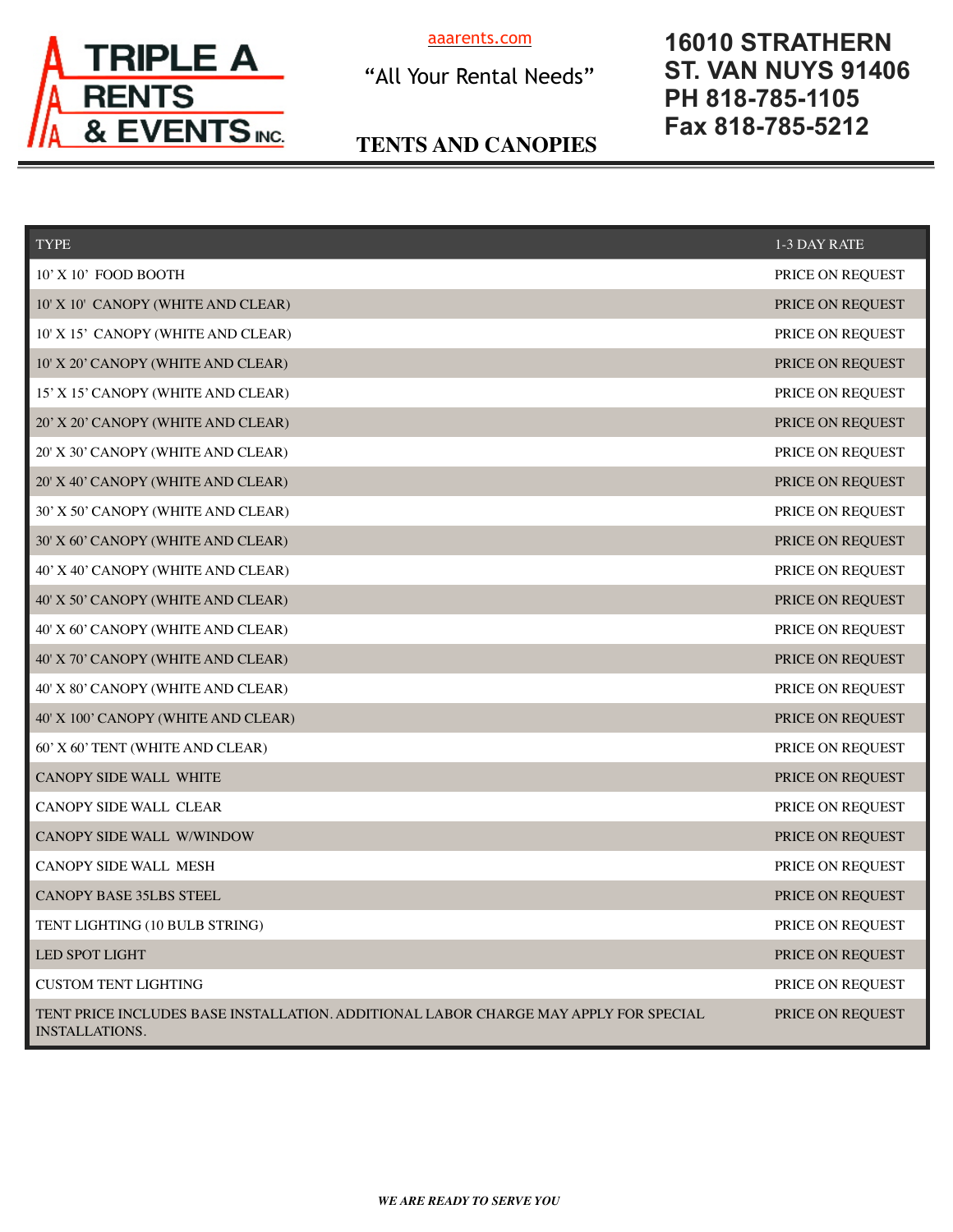# TRIPLE A RENTS & EVENTS INC.

aaarents.com

"All Your Rental Needs"

**16010 STRATHERN ST. VAN NUYS 91406**
**PH 818-785-1105**
**Fax 818-785-5212**

## TENTS AND CANOPIES

| TYPE | 1-3 DAY RATE |
|---|---|
| 10' X 10' FOOD BOOTH | PRICE ON REQUEST |
| 10' X 10' CANOPY (WHITE AND CLEAR) | PRICE ON REQUEST |
| 10' X 15' CANOPY (WHITE AND CLEAR) | PRICE ON REQUEST |
| 10' X 20' CANOPY (WHITE AND CLEAR) | PRICE ON REQUEST |
| 15' X 15' CANOPY (WHITE AND CLEAR) | PRICE ON REQUEST |
| 20' X 20' CANOPY (WHITE AND CLEAR) | PRICE ON REQUEST |
| 20' X 30' CANOPY (WHITE AND CLEAR) | PRICE ON REQUEST |
| 20' X 40' CANOPY (WHITE AND CLEAR) | PRICE ON REQUEST |
| 30' X 50' CANOPY (WHITE AND CLEAR) | PRICE ON REQUEST |
| 30' X 60' CANOPY (WHITE AND CLEAR) | PRICE ON REQUEST |
| 40' X 40' CANOPY (WHITE AND CLEAR) | PRICE ON REQUEST |
| 40' X 50' CANOPY (WHITE AND CLEAR) | PRICE ON REQUEST |
| 40' X 60' CANOPY (WHITE AND CLEAR) | PRICE ON REQUEST |
| 40' X 70' CANOPY (WHITE AND CLEAR) | PRICE ON REQUEST |
| 40' X 80' CANOPY (WHITE AND CLEAR) | PRICE ON REQUEST |
| 40' X 100' CANOPY (WHITE AND CLEAR) | PRICE ON REQUEST |
| 60' X 60' TENT (WHITE AND CLEAR) | PRICE ON REQUEST |
| CANOPY SIDE WALL WHITE | PRICE ON REQUEST |
| CANOPY SIDE WALL CLEAR | PRICE ON REQUEST |
| CANOPY SIDE WALL W/WINDOW | PRICE ON REQUEST |
| CANOPY SIDE WALL MESH | PRICE ON REQUEST |
| CANOPY BASE 35LBS STEEL | PRICE ON REQUEST |
| TENT LIGHTING (10 BULB STRING) | PRICE ON REQUEST |
| LED SPOT LIGHT | PRICE ON REQUEST |
| CUSTOM TENT LIGHTING | PRICE ON REQUEST |
| TENT PRICE INCLUDES BASE INSTALLATION. ADDITIONAL LABOR CHARGE MAY APPLY FOR SPECIAL INSTALLATIONS. | PRICE ON REQUEST |

***WE ARE READY TO SERVE YOU***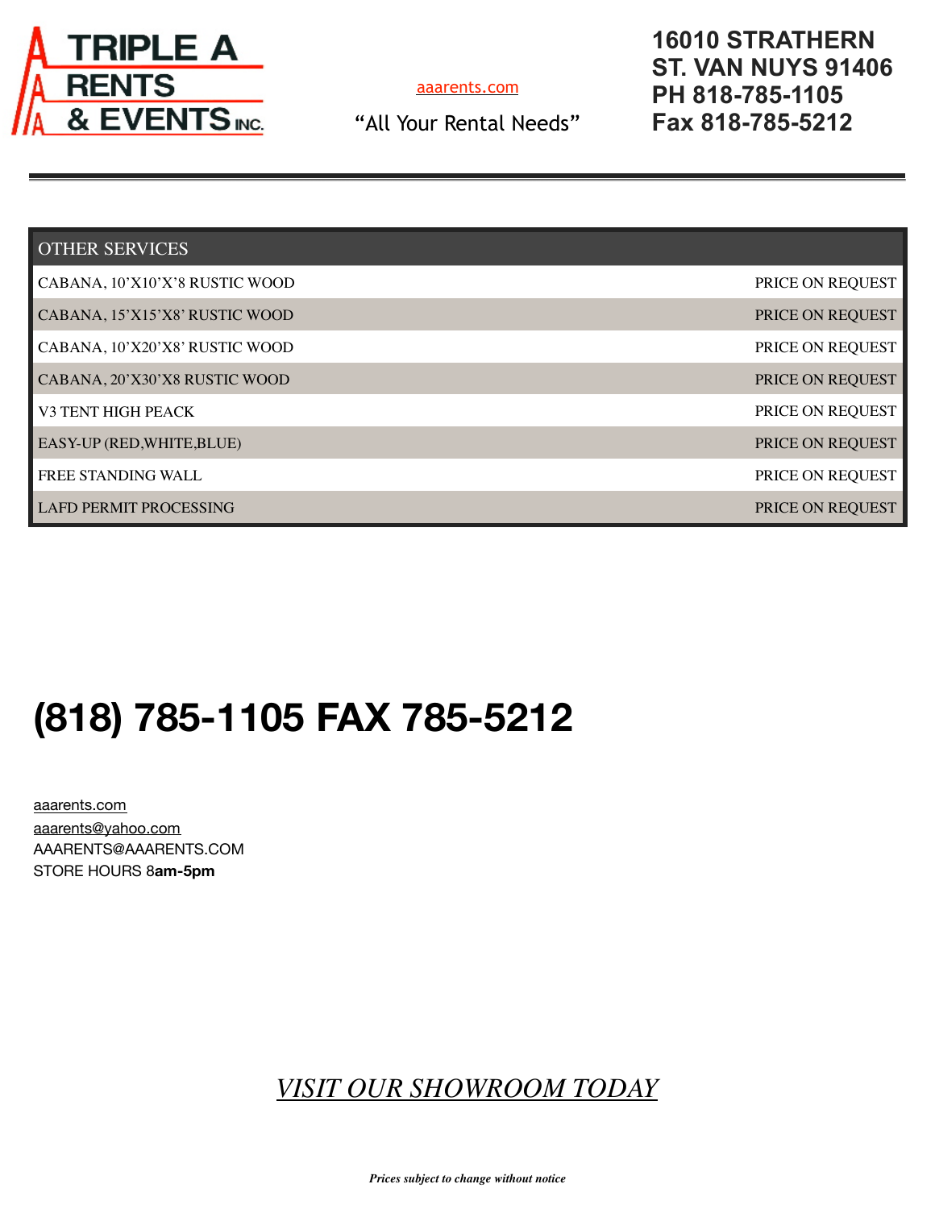TRIPLE A RENTS & EVENTS INC.

aaarents.com

"All Your Rental Needs"

**16010 STRATHERN ST. VAN NUYS 91406**
**PH 818-785-1105**
**Fax 818-785-5212**

| OTHER SERVICES | |
|---|---|
| CABANA, 10'X10'X'8 RUSTIC WOOD | PRICE ON REQUEST |
| CABANA, 15'X15'X8' RUSTIC WOOD | PRICE ON REQUEST |
| CABANA, 10'X20'X8' RUSTIC WOOD | PRICE ON REQUEST |
| CABANA, 20'X30'X8 RUSTIC WOOD | PRICE ON REQUEST |
| V3 TENT HIGH PEACK | PRICE ON REQUEST |
| EASY-UP (RED,WHITE,BLUE) | PRICE ON REQUEST |
| FREE STANDING WALL | PRICE ON REQUEST |
| LAFD PERMIT PROCESSING | PRICE ON REQUEST |

# (818) 785-1105 FAX 785-5212

aaarents.com
aaarents@yahoo.com
AAARENTS@AAARENTS.COM
STORE HOURS 8**am-5pm**

*VISIT OUR SHOWROOM TODAY*

***Prices subject to change without notice***